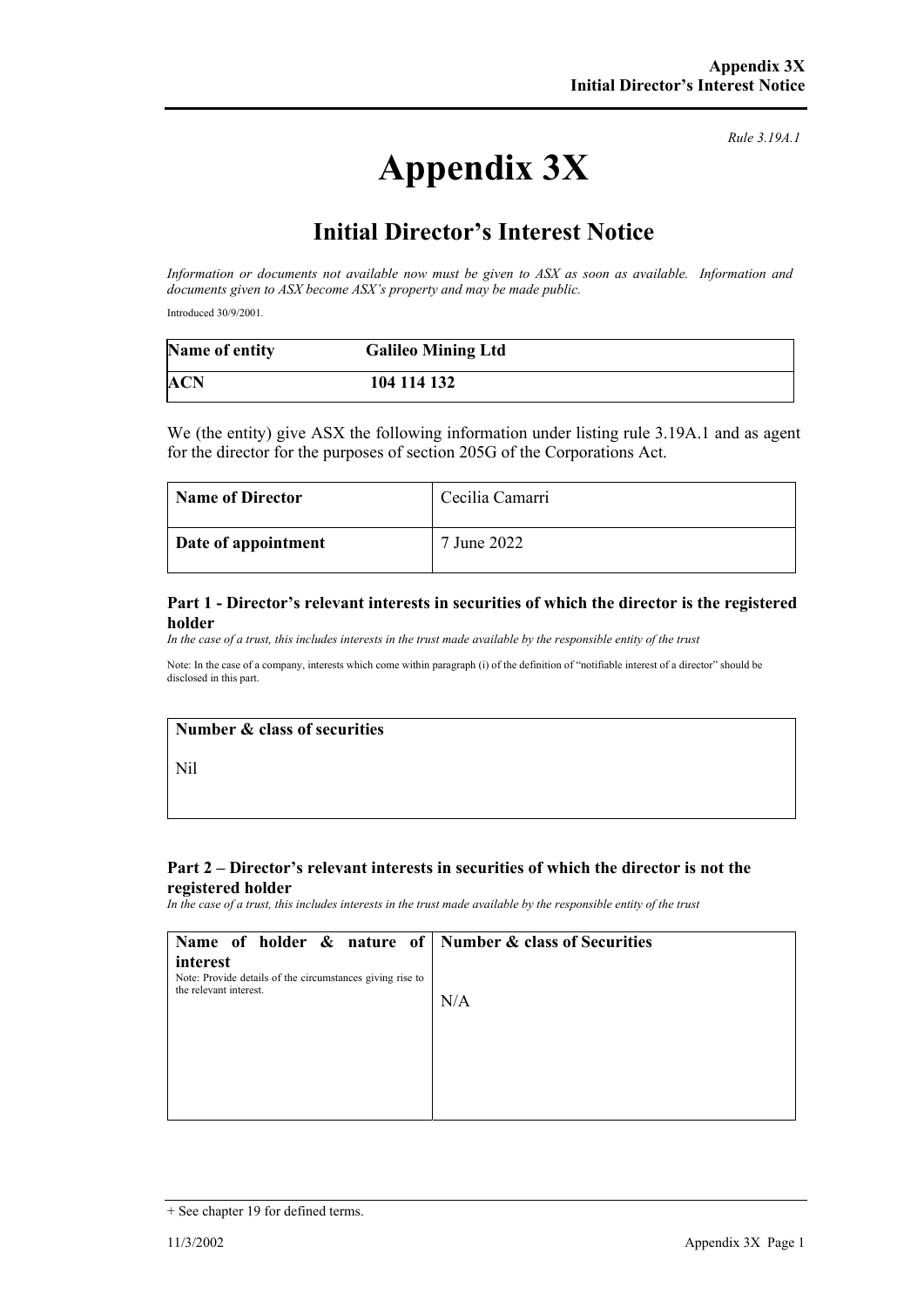*Rule 3.19A.1*

# Appendix 3X

## Initial Director's Interest Notice

*Information or documents not available now must be given to ASX as soon as available. Information and documents given to ASX become ASX's property and may be made public.*

Introduced 30/9/2001.

| **Name of entity** | **Galileo Mining Ltd** |
|---|---|
| **ACN** | **104 114 132** |

We (the entity) give ASX the following information under listing rule 3.19A.1 and as agent for the director for the purposes of section 205G of the Corporations Act.

| **Name of Director** | Cecilia Camarri |
|---|---|
| **Date of appointment** | 7 June 2022 |

### Part 1 - Director's relevant interests in securities of which the director is the registered holder

*In the case of a trust, this includes interests in the trust made available by the responsible entity of the trust*

Note: In the case of a company, interests which come within paragraph (i) of the definition of "notifiable interest of a director" should be disclosed in this part.

| **Number & class of securities** |
|---|
| Nil |

### Part 2 – Director's relevant interests in securities of which the director is not the registered holder

*In the case of a trust, this includes interests in the trust made available by the responsible entity of the trust*

| **Name of holder & nature of interest**<br>Note: Provide details of the circumstances giving rise to the relevant interest. | **Number & class of Securities** |
|---|---|
| | N/A |

+ See chapter 19 for defined terms.

11/3/2002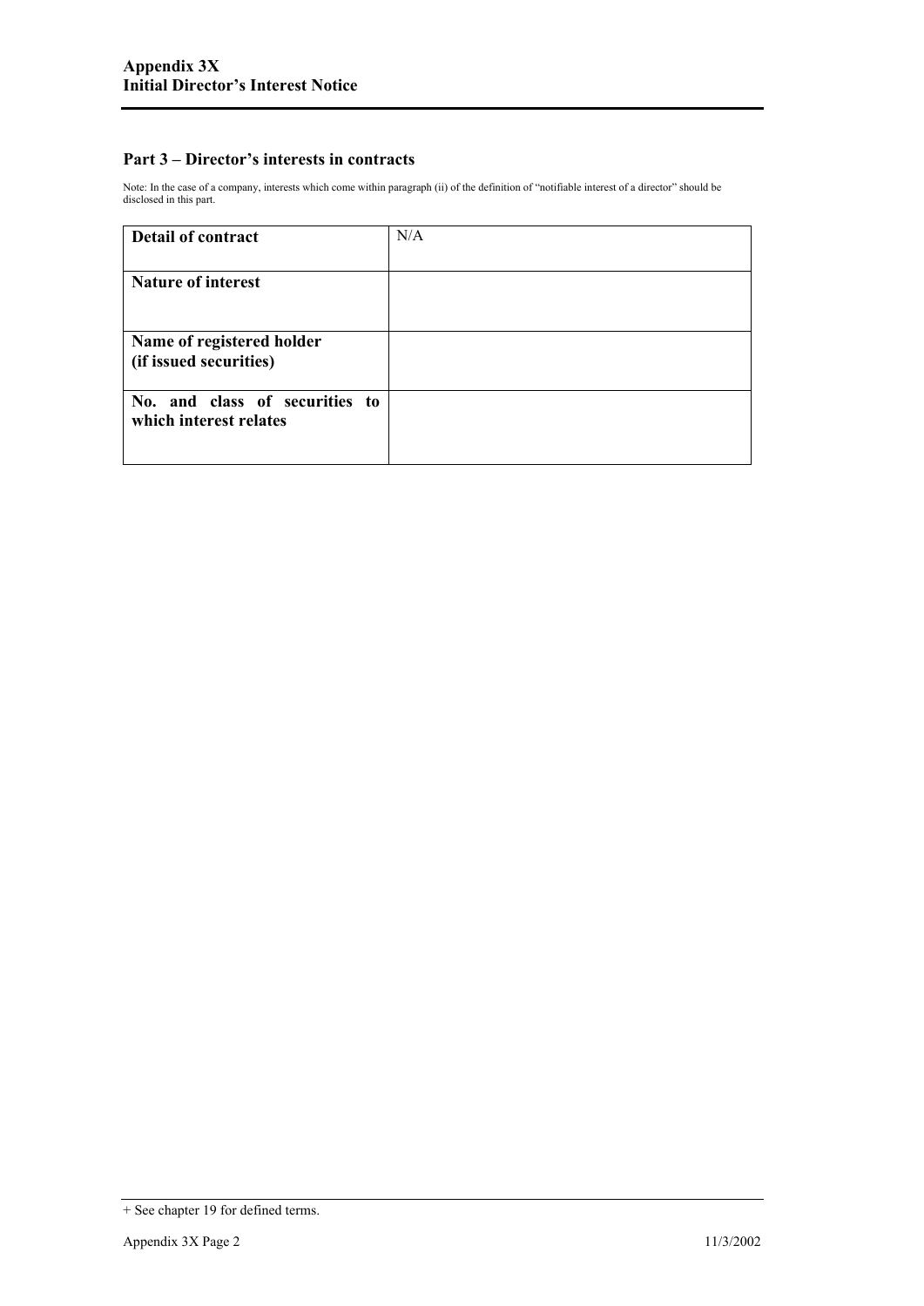## Part 3 – Director's interests in contracts

Note: In the case of a company, interests which come within paragraph (ii) of the definition of "notifiable interest of a director" should be disclosed in this part.

| | |
|---|---|
| **Detail of contract** | N/A |
| **Nature of interest** | |
| **Name of registered holder (if issued securities)** | |
| **No. and class of securities to which interest relates** | |

+ See chapter 19 for defined terms.